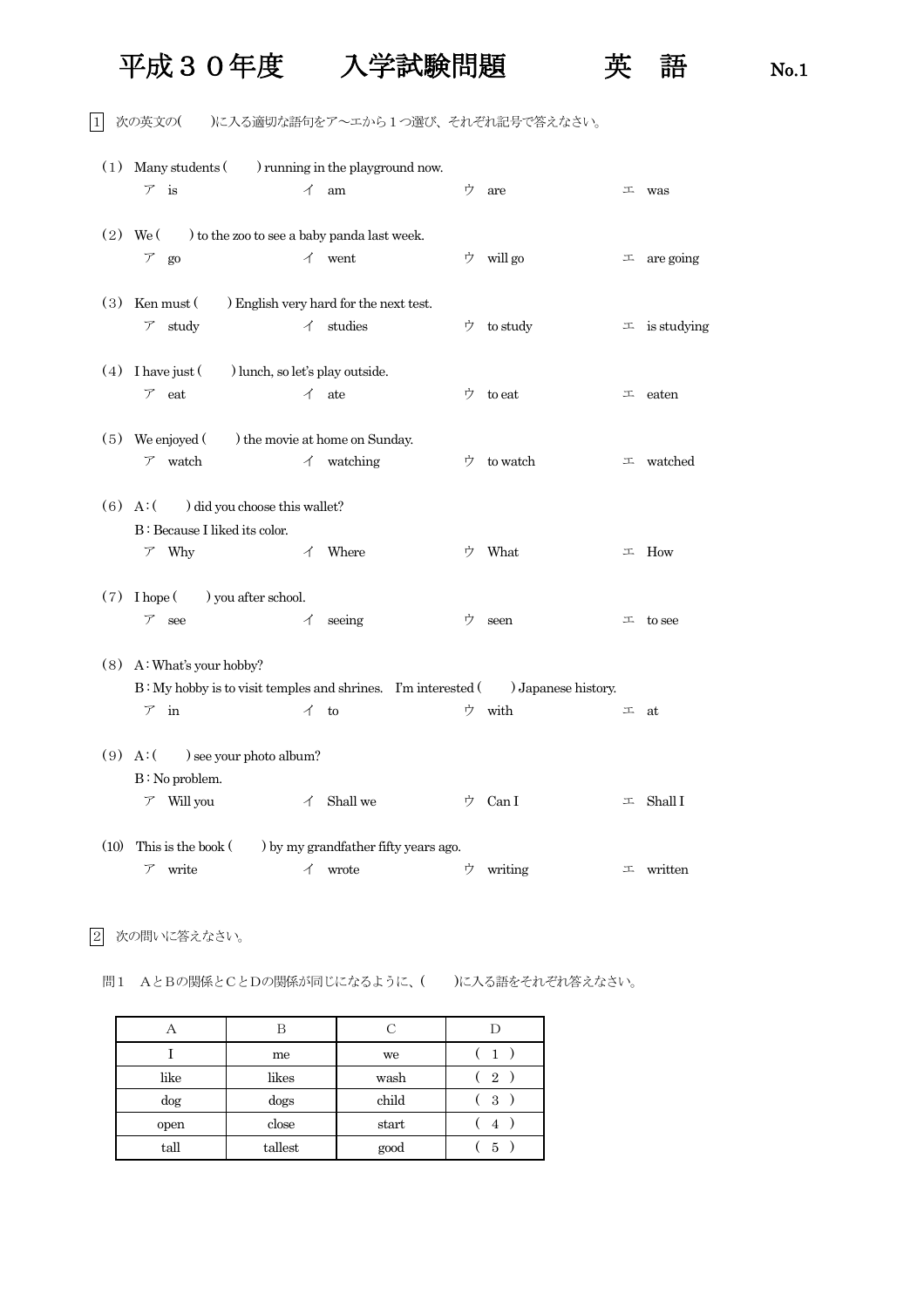# 平成３０年度　　入学試験問題　　　英　語　　　No.1

1　次の英文の(　　)に入る適切な語句をア～エから１つ選び、それぞれ記号で答えなさい。

（1）Many students (　　) running in the playground now.
　ア is　　イ am　　ウ are　　エ was

（2）We (　　) to the zoo to see a baby panda last week.
　ア go　　イ went　　ウ will go　　エ are going

（3）Ken must (　　) English very hard for the next test.
　ア study　　イ studies　　ウ to study　　エ is studying

（4）I have just (　　) lunch, so let's play outside.
　ア eat　　イ ate　　ウ to eat　　エ eaten

（5）We enjoyed (　　) the movie at home on Sunday.
　ア watch　　イ watching　　ウ to watch　　エ watched

（6）A : (　　) did you choose this wallet?
　B : Because I liked its color.
　ア Why　　イ Where　　ウ What　　エ How

（7）I hope (　　) you after school.
　ア see　　イ seeing　　ウ seen　　エ to see

（8）A : What's your hobby?
　B : My hobby is to visit temples and shrines.　I'm interested (　　) Japanese history.
　ア in　　イ to　　ウ with　　エ at

（9）A : (　　) see your photo album?
　B : No problem.
　ア Will you　　イ Shall we　　ウ Can I　　エ Shall I

（10）This is the book (　　) by my grandfather fifty years ago.
　ア write　　イ wrote　　ウ writing　　エ written

2　次の問いに答えなさい。

問１　ＡとＢの関係とＣとＤの関係が同じになるように、(　　)に入る語をそれぞれ答えなさい。

| A | B | C | D |
|---|---|---|---|
| I | me | we | ( 1 ) |
| like | likes | wash | ( 2 ) |
| dog | dogs | child | ( 3 ) |
| open | close | start | ( 4 ) |
| tall | tallest | good | ( 5 ) |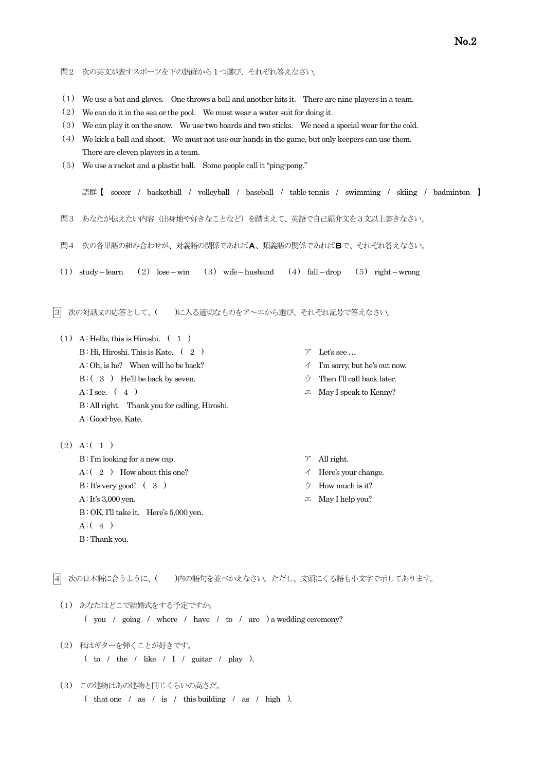問２　次の英文が表すスポーツを下の語群から１つ選び、それぞれ答えなさい。

（１）　We use a bat and gloves.　One throws a ball and another hits it.　There are nine players in a team.

（２）　We can do it in the sea or the pool.　We must wear a water suit for doing it.

（３）　We can play it on the snow.　We use two boards and two sticks.　We need a special wear for the cold.

（４）　We kick a ball and shoot.　We must not use our hands in the game, but only keepers can use them.
There are eleven players in a team.

（５）　We use a racket and a plastic ball.　Some people call it "ping-pong."

語群【　soccer　/　basketball　/　volleyball　/　baseball　/　table tennis　/　swimming　/　skiing　/　badminton　】

問３　あなたが伝えたい内容（出身地や好きなことなど）を踏まえて、英語で自己紹介文を３文以上書きなさい。

問４　次の各単語の組み合わせが、対義語の関係であれば**Ａ**、類義語の関係であれば**Ｂ**で、それぞれ答えなさい。

（１）　study – learn　　（２）　lose – win　　（３）　wife – husband　　（４）　fall – drop　　（５）　right – wrong

## ３　次の対話文の応答として、（　　）に入る適切なものをア～エから選び、それぞれ記号で答えなさい。

（１）
A : Hello, this is Hiroshi.　（　１　）
B : Hi, Hiroshi. This is Kate.　（　２　）
A : Oh, is he?　When will he be back?
B :（　３　）　He'll be back by seven.
A : I see.　（　４　）
B : All right.　Thank you for calling, Hiroshi.
A : Good-bye, Kate.

ア　Let's see …
イ　I'm sorry, but he's out now.
ウ　Then I'll call back later.
エ　May I speak to Kenny?

（２）
A :（　１　）
B : I'm looking for a new cap.
A :（　２　）　How about this one?
B : It's very good!　（　３　）
A : It's 3,000 yen.
B : OK, I'll take it.　Here's 5,000 yen.
A :（　４　）
B : Thank you.

ア　All right.
イ　Here's your change.
ウ　How much is it?
エ　May I help you?

## ４　次の日本語に合うように、（　　）内の語句を並べかえなさい。ただし、文頭にくる語も小文字で示してあります。

（１）　あなたはどこで結婚式をする予定ですか。
（　you　/　going　/　where　/　have　/　to　/　are　）a wedding ceremony?

（２）　私はギターを弾くことが好きです。
（　to　/　the　/　like　/　I　/　guitar　/　play　）.

（３）　この建物はあの建物と同じくらいの高さだ。
（　that one　/　as　/　is　/　this building　/　as　/　high　）.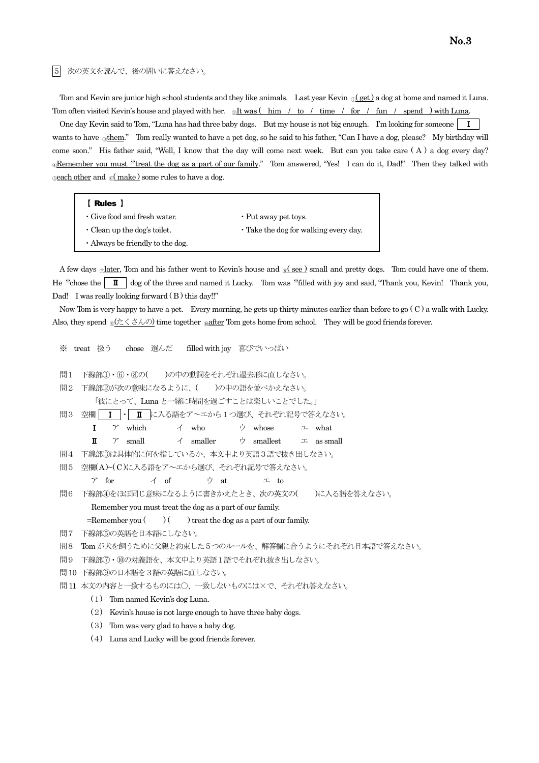5 次の英文を読んで、後の問いに答えなさい。

Tom and Kevin are junior high school students and they like animals. Last year Kevin ①( get ) a dog at home and named it Luna. Tom often visited Kevin's house and played with her. ②It was ( him / to / time / for / fun / spend ) with Luna.

One day Kevin said to Tom, "Luna has had three baby dogs. But my house is not big enough. I'm looking for someone [ I ] wants to have ③them." Tom really wanted to have a pet dog, so he said to his father, "Can I have a dog, please? My birthday will come soon." His father said, "Well, I know that the day will come next week. But can you take care ( A ) a dog every day? ④Remember you must ※treat the dog as a part of our family." Tom answered, "Yes! I can do it, Dad!" Then they talked with ⑤each other and ⑥( make ) some rules to have a dog.

| 【 Rules 】 | |
|---|---|
| ・Give food and fresh water. | ・Put away pet toys. |
| ・Clean up the dog's toilet. | ・Take the dog for walking every day. |
| ・Always be friendly to the dog. | |

A few days ⑦later, Tom and his father went to Kevin's house and ⑧( see ) small and pretty dogs. Tom could have one of them. He ※chose the [ II ] dog of the three and named it Lucky. Tom was ※filled with joy and said, "Thank you, Kevin! Thank you, Dad! I was really looking forward ( B ) this day!!"

Now Tom is very happy to have a pet. Every morning, he gets up thirty minutes earlier than before to go ( C ) a walk with Lucky. Also, they spend ⑨(たくさんの) time together ⑩after Tom gets home from school. They will be good friends forever.

※ treat 扱う　chose 選んだ　filled with joy 喜びでいっぱい

問1 下線部①・⑥・⑧の(　)の中の動詞をそれぞれ過去形に直しなさい。

問2 下線部②が次の意味になるように、(　)の中の語を並べかえなさい。
「彼にとって、Luna と一緒に時間を過ごすことは楽しいことでした。」

問3 空欄 [ I ]・[ II ] に入る語をア～エから１つ選び、それぞれ記号で答えなさい。
- I　ア which　イ who　ウ whose　エ what
- II　ア small　イ smaller　ウ smallest　エ as small

問4 下線部③は具体的に何を指しているか、本文中より英語３語で抜き出しなさい。

問5 空欄(A)~(C)に入る語をア～エから選び、それぞれ記号で答えなさい。
ア for　イ of　ウ at　エ to

問6 下線部④をほぼ同じ意味になるように書きかえたとき、次の英文の(　)に入る語を答えなさい。
Remember you must treat the dog as a part of our family.
=Remember you (　) (　) treat the dog as a part of our family.

問7 下線部⑤の英語を日本語にしなさい。

問8 Tom が犬を飼うために父親と約束した５つのルールを、解答欄に合うようにそれぞれ日本語で答えなさい。

問9 下線部⑦・⑩の対義語を、本文中より英語１語でそれぞれ抜き出しなさい。

問10 下線部⑨の日本語を３語の英語に直しなさい。

問11 本文の内容と一致するものには○、一致しないものには×で、それぞれ答えなさい。
（1） Tom named Kevin's dog Luna.
（2） Kevin's house is not large enough to have three baby dogs.
（3） Tom was very glad to have a baby dog.
（4） Luna and Lucky will be good friends forever.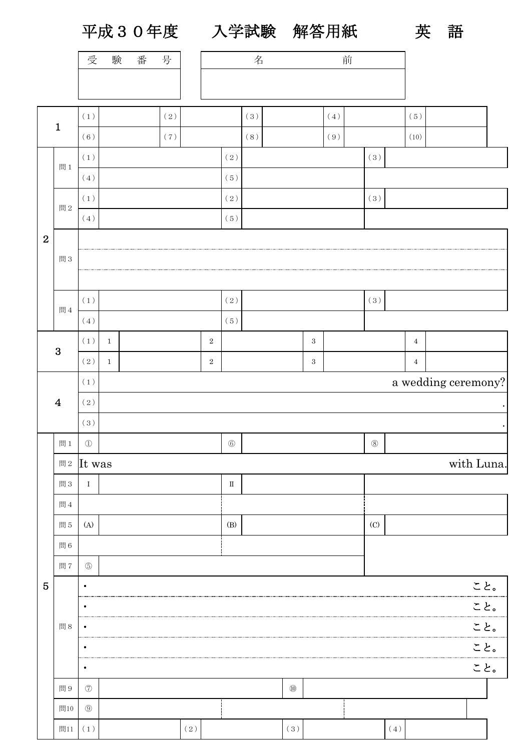# 平成３０年度　　入学試験　解答用紙　　　英　語

| 受　験　番　号 | 名　　　　前 |
|---|---|
| | |

| | | | | | | | | | | |
|---|---|---|---|---|---|---|---|---|---|---|
| 1 | (1) | | (2) | | (3) | | (4) | | (5) | |
| | (6) | | (7) | | (8) | | (9) | | (10) | |

| | | | | | | | |
|---|---|---|---|---|---|---|---|
| 2 | 問1 | (1) | | (2) | | (3) | |
| | | (4) | | (5) | | | |
| | 問2 | (1) | | (2) | | (3) | |
| | | (4) | | (5) | | | |
| | 問3 | | | | | | |
| | 問4 | (1) | | (2) | | (3) | |
| | | (4) | | (5) | | | |

| | | | | | | | | | |
|---|---|---|---|---|---|---|---|---|---|
| 3 | (1) | 1 | | 2 | | 3 | | 4 | |
| | (2) | 1 | | 2 | | 3 | | 4 | |

| | | |
|---|---|---|
| 4 | (1) | a wedding ceremony? |
| | (2) | . |
| | (3) | . |

| | | | | | | | |
|---|---|---|---|---|---|---|---|
| 5 | 問1 | ① | | ⑥ | | ⑧ | |
| | 問2 | It was | | | | | with Luna. |
| | 問3 | Ⅰ | | Ⅱ | | | |
| | 問4 | | | | | | |
| | 問5 | (A) | | (B) | | (C) | |
| | 問6 | | | | | | |
| | 問7 | ⑤ | | | | | |
| | 問8 | ・ | | | | | こと。 |
| | | ・ | | | | | こと。 |
| | | ・ | | | | | こと。 |
| | | ・ | | | | | こと。 |
| | | ・ | | | | | こと。 |
| | 問9 | ⑦ | | ⑩ | | | |
| | 問10 | ⑨ | | | | | |
| | 問11 | (1) | | (2) | | (3) | (4) |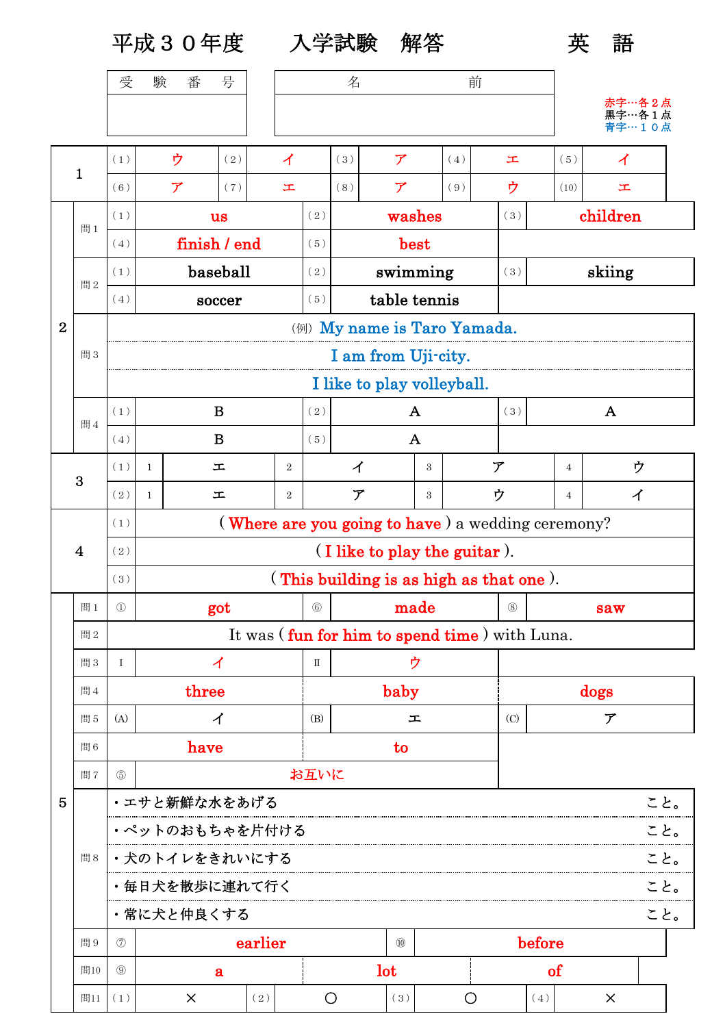# 平成３０年度　入学試験　解答　英　語

| 受　験　番　号 | 名　　　　前 |
|---|---|
| | |

赤字…各２点
黒字…各１点
青字…１０点

| | | | | | | | | | | |
|---|---|---|---|---|---|---|---|---|---|---|
| 1 | (1) | ウ | (2) | イ | (3) | ア | (4) | エ | (5) | イ |
| | (6) | ア | (7) | エ | (8) | ア | (9) | ウ | (10) | エ |

| | | | | | | | |
|---|---|---|---|---|---|---|---|
| 2 | 問１ | (1) | us | (2) | washes | (3) | children |
| | | (4) | finish / end | (5) | best | | |
| | 問２ | (1) | baseball | (2) | swimming | (3) | skiing |
| | | (4) | soccer | (5) | table tennis | | |
| | 問３ | (例) My name is Taro Yamada. I am from Uji-city. I like to play volleyball. | | | | | |
| | 問４ | (1) | B | (2) | A | (3) | A |
| | | (4) | B | (5) | A | | |

| | | | | | | | | | |
|---|---|---|---|---|---|---|---|---|---|
| 3 | (1) | 1 | エ | 2 | イ | 3 | ア | 4 | ウ |
| | (2) | 1 | エ | 2 | ア | 3 | ウ | 4 | イ |

| | | |
|---|---|---|
| 4 | (1) | ( Where are you going to have ) a wedding ceremony? |
| | (2) | ( I like to play the guitar ). |
| | (3) | ( This building is as high as that one ). |

| | | | | | | | |
|---|---|---|---|---|---|---|---|
| 5 | 問１ | ① | got | ⑥ | made | ⑧ | saw |
| | 問２ | It was ( fun for him to spend time ) with Luna. | | | | | |
| | 問３ | Ⅰ | イ | Ⅱ | ウ | | |
| | 問４ | three | | baby | | dogs | |
| | 問５ | (A) | イ | (B) | エ | (C) | ア |
| | 問６ | have | | to | | | |
| | 問７ | ⑤ | お互いに | | | | |
| | 問８ | ・エサと新鮮な水をあげる　こと。<br>・ペットのおもちゃを片付ける　こと。<br>・犬のトイレをきれいにする　こと。<br>・毎日犬を散歩に連れて行く　こと。<br>・常に犬と仲良くする　こと。 | | | | | |
| | 問９ | ⑦ | earlier | ⑩ | before | | |
| | 問10 | ⑨ | a | lot | of | | |
| | 問11 | (1) | × | (2) | ○ | (3) | ○ |
| | | (4) | × | | | | |